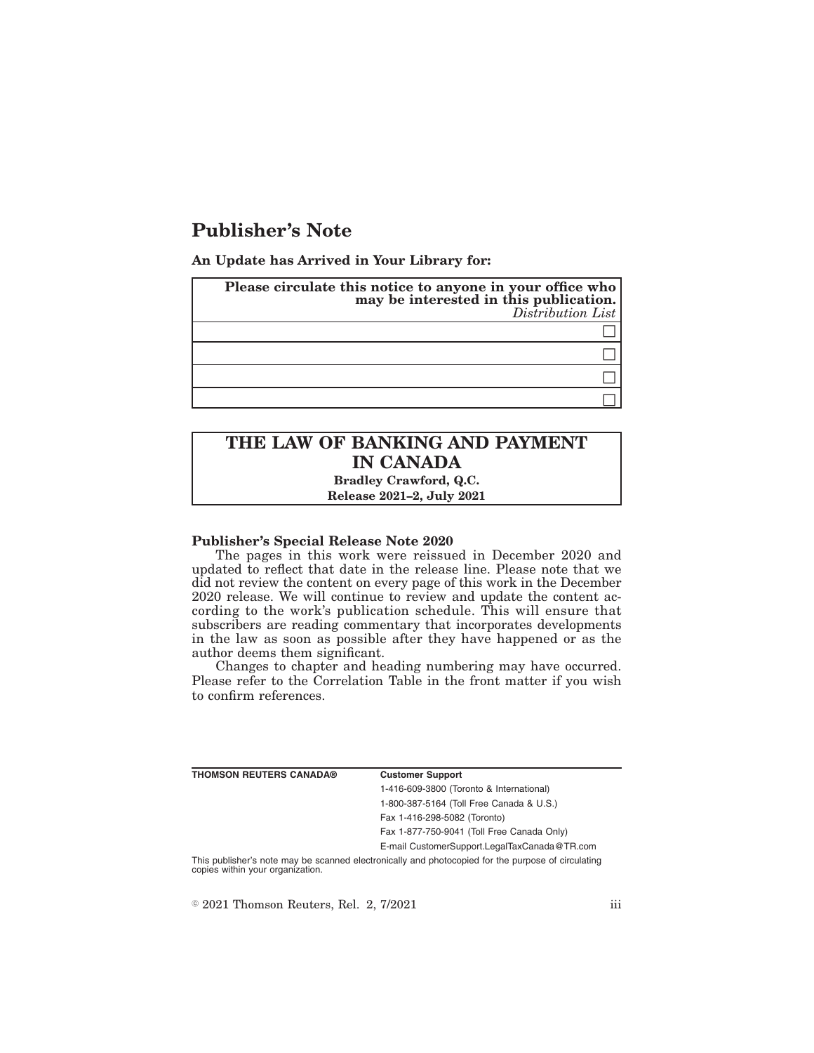# Publisher's Note

**An Update has Arrived in Your Library for:**

| **Please circulate this notice to anyone in your office who may be interested in this publication.** *Distribution List* |
|---|
| ☐ |
| ☐ |
| ☐ |
| ☐ |

## THE LAW OF BANKING AND PAYMENT IN CANADA

**Bradley Crawford, Q.C.**

**Release 2021–2, July 2021**

**Publisher's Special Release Note 2020**

The pages in this work were reissued in December 2020 and updated to reflect that date in the release line. Please note that we did not review the content on every page of this work in the December 2020 release. We will continue to review and update the content according to the work's publication schedule. This will ensure that subscribers are reading commentary that incorporates developments in the law as soon as possible after they have happened or as the author deems them significant.

Changes to chapter and heading numbering may have occurred. Please refer to the Correlation Table in the front matter if you wish to confirm references.

| **THOMSON REUTERS CANADA®** | **Customer Support** |
|---|---|
| | 1-416-609-3800 (Toronto & International) |
| | 1-800-387-5164 (Toll Free Canada & U.S.) |
| | Fax 1-416-298-5082 (Toronto) |
| | Fax 1-877-750-9041 (Toll Free Canada Only) |
| | E-mail CustomerSupport.LegalTaxCanada@TR.com |

This publisher's note may be scanned electronically and photocopied for the purpose of circulating copies within your organization.

© 2021 Thomson Reuters, Rel. 2, 7/2021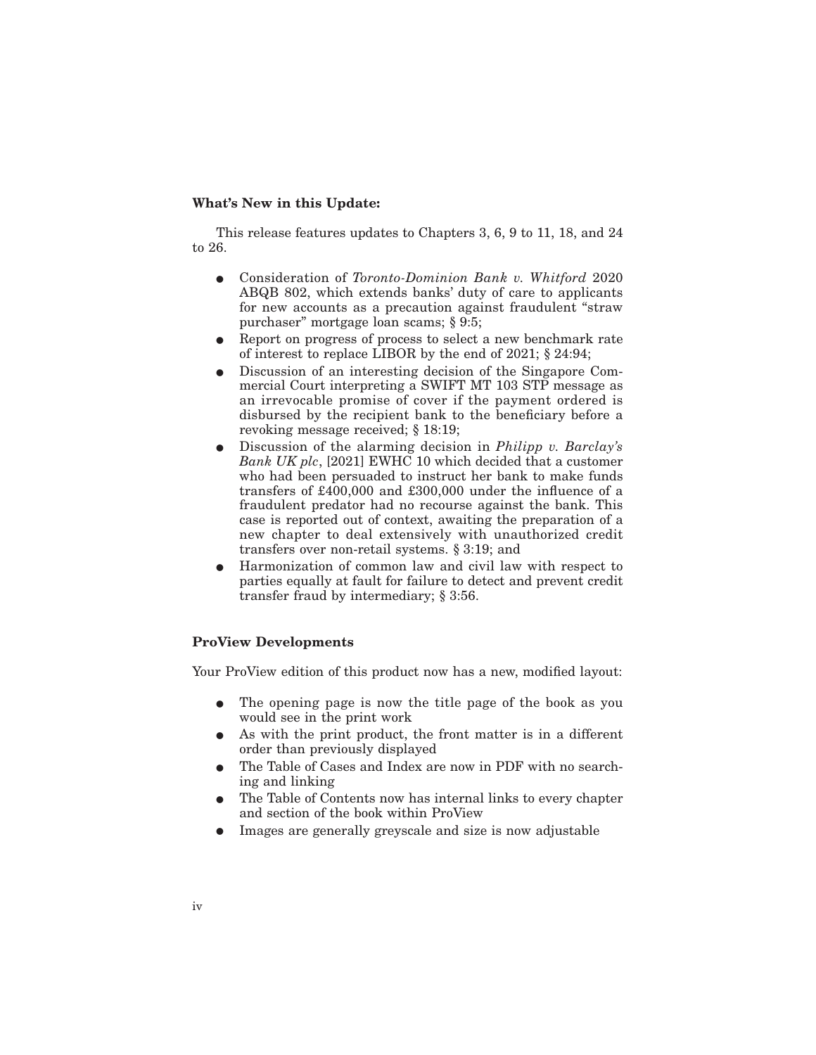**What's New in this Update:**

This release features updates to Chapters 3, 6, 9 to 11, 18, and 24 to 26.

- Consideration of *Toronto-Dominion Bank v. Whitford* 2020 ABQB 802, which extends banks' duty of care to applicants for new accounts as a precaution against fraudulent "straw purchaser" mortgage loan scams; § 9:5;
- Report on progress of process to select a new benchmark rate of interest to replace LIBOR by the end of 2021; § 24:94;
- Discussion of an interesting decision of the Singapore Commercial Court interpreting a SWIFT MT 103 STP message as an irrevocable promise of cover if the payment ordered is disbursed by the recipient bank to the beneficiary before a revoking message received; § 18:19;
- Discussion of the alarming decision in *Philipp v. Barclay's Bank UK plc*, [2021] EWHC 10 which decided that a customer who had been persuaded to instruct her bank to make funds transfers of £400,000 and £300,000 under the influence of a fraudulent predator had no recourse against the bank. This case is reported out of context, awaiting the preparation of a new chapter to deal extensively with unauthorized credit transfers over non-retail systems. § 3:19; and
- Harmonization of common law and civil law with respect to parties equally at fault for failure to detect and prevent credit transfer fraud by intermediary; § 3:56.

**ProView Developments**

Your ProView edition of this product now has a new, modified layout:

- The opening page is now the title page of the book as you would see in the print work
- As with the print product, the front matter is in a different order than previously displayed
- The Table of Cases and Index are now in PDF with no searching and linking
- The Table of Contents now has internal links to every chapter and section of the book within ProView
- Images are generally greyscale and size is now adjustable